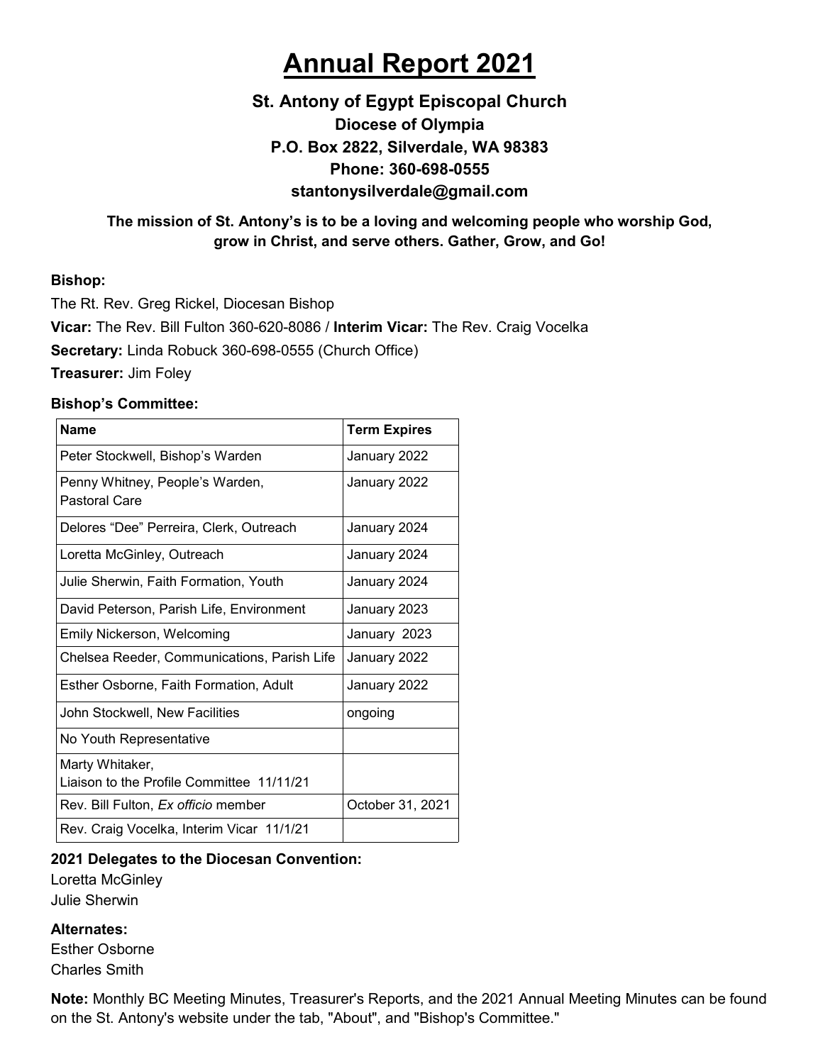# Annual Report 2021

### St. Antony of Egypt Episcopal Church
### Diocese of Olympia
### P.O. Box 2822, Silverdale, WA 98383
### Phone: 360-698-0555
### stantonysilverdale@gmail.com

**The mission of St. Antony's is to be a loving and welcoming people who worship God, grow in Christ, and serve others. Gather, Grow, and Go!**

**Bishop:**

The Rt. Rev. Greg Rickel, Diocesan Bishop

**Vicar:** The Rev. Bill Fulton 360-620-8086 / **Interim Vicar:** The Rev. Craig Vocelka

**Secretary:** Linda Robuck 360-698-0555 (Church Office)

**Treasurer:** Jim Foley

**Bishop's Committee:**

| Name | Term Expires |
|---|---|
| Peter Stockwell, Bishop's Warden | January 2022 |
| Penny Whitney, People's Warden, Pastoral Care | January 2022 |
| Delores "Dee" Perreira, Clerk, Outreach | January 2024 |
| Loretta McGinley, Outreach | January 2024 |
| Julie Sherwin, Faith Formation, Youth | January 2024 |
| David Peterson, Parish Life, Environment | January 2023 |
| Emily Nickerson, Welcoming | January 2023 |
| Chelsea Reeder, Communications, Parish Life | January 2022 |
| Esther Osborne, Faith Formation, Adult | January 2022 |
| John Stockwell, New Facilities | ongoing |
| No Youth Representative | |
| Marty Whitaker, Liaison to the Profile Committee 11/11/21 | |
| Rev. Bill Fulton, *Ex officio* member | October 31, 2021 |
| Rev. Craig Vocelka, Interim Vicar 11/1/21 | |

**2021 Delegates to the Diocesan Convention:**

Loretta McGinley
Julie Sherwin

**Alternates:**

Esther Osborne
Charles Smith

**Note:** Monthly BC Meeting Minutes, Treasurer's Reports, and the 2021 Annual Meeting Minutes can be found on the St. Antony's website under the tab, "About", and "Bishop's Committee."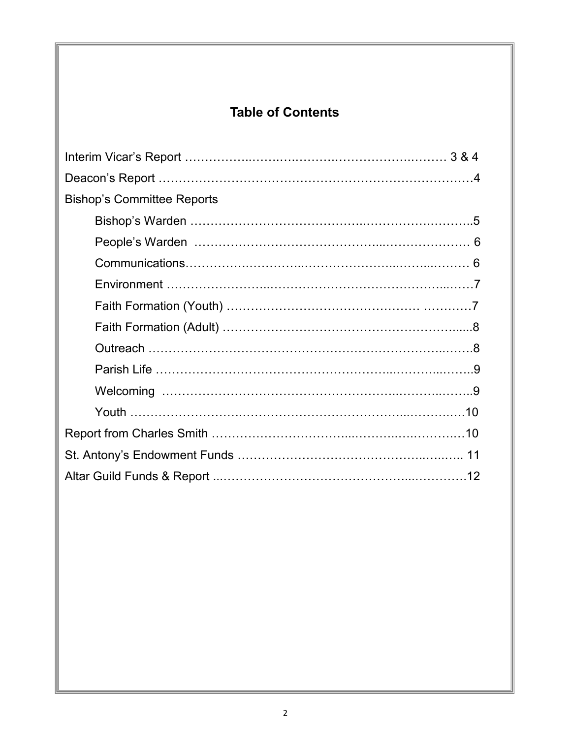## Table of Contents

- Interim Vicar's Report ........................................................ 3 & 4
- Deacon's Report ........................................................ 4
- Bishop's Committee Reports
  - Bishop's Warden ........................................................ 5
  - People's Warden ........................................................ 6
  - Communications ........................................................ 6
  - Environment ........................................................ 7
  - Faith Formation (Youth) ........................................................ 7
  - Faith Formation (Adult) ........................................................ 8
  - Outreach ........................................................ 8
  - Parish Life ........................................................ 9
  - Welcoming ........................................................ 9
  - Youth ........................................................ 10
- Report from Charles Smith ........................................................ 10
- St. Antony's Endowment Funds ........................................................ 11
- Altar Guild Funds & Report ........................................................ 12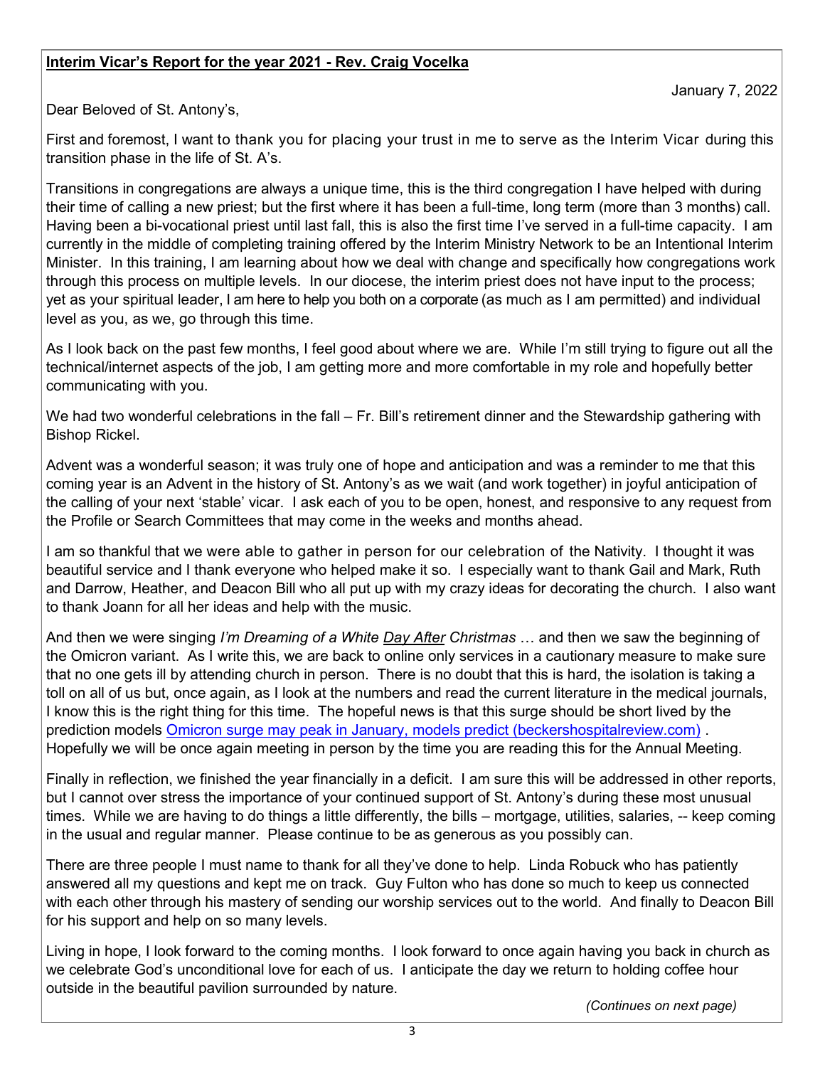**Interim Vicar's Report for the year 2021 - Rev. Craig Vocelka**

January 7, 2022

Dear Beloved of St. Antony's,

First and foremost, I want to thank you for placing your trust in me to serve as the Interim Vicar during this transition phase in the life of St. A's.

Transitions in congregations are always a unique time, this is the third congregation I have helped with during their time of calling a new priest; but the first where it has been a full-time, long term (more than 3 months) call. Having been a bi-vocational priest until last fall, this is also the first time I've served in a full-time capacity. I am currently in the middle of completing training offered by the Interim Ministry Network to be an Intentional Interim Minister. In this training, I am learning about how we deal with change and specifically how congregations work through this process on multiple levels. In our diocese, the interim priest does not have input to the process; yet as your spiritual leader, I am here to help you both on a corporate (as much as I am permitted) and individual level as you, as we, go through this time.

As I look back on the past few months, I feel good about where we are. While I'm still trying to figure out all the technical/internet aspects of the job, I am getting more and more comfortable in my role and hopefully better communicating with you.

We had two wonderful celebrations in the fall – Fr. Bill's retirement dinner and the Stewardship gathering with Bishop Rickel.

Advent was a wonderful season; it was truly one of hope and anticipation and was a reminder to me that this coming year is an Advent in the history of St. Antony's as we wait (and work together) in joyful anticipation of the calling of your next 'stable' vicar. I ask each of you to be open, honest, and responsive to any request from the Profile or Search Committees that may come in the weeks and months ahead.

I am so thankful that we were able to gather in person for our celebration of the Nativity. I thought it was beautiful service and I thank everyone who helped make it so. I especially want to thank Gail and Mark, Ruth and Darrow, Heather, and Deacon Bill who all put up with my crazy ideas for decorating the church. I also want to thank Joann for all her ideas and help with the music.

And then we were singing *I'm Dreaming of a White Day After Christmas* … and then we saw the beginning of the Omicron variant. As I write this, we are back to online only services in a cautionary measure to make sure that no one gets ill by attending church in person. There is no doubt that this is hard, the isolation is taking a toll on all of us but, once again, as I look at the numbers and read the current literature in the medical journals, I know this is the right thing for this time. The hopeful news is that this surge should be short lived by the prediction models [Omicron surge may peak in January, models predict (beckershospitalreview.com)](beckershospitalreview.com) . Hopefully we will be once again meeting in person by the time you are reading this for the Annual Meeting.

Finally in reflection, we finished the year financially in a deficit. I am sure this will be addressed in other reports, but I cannot over stress the importance of your continued support of St. Antony's during these most unusual times. While we are having to do things a little differently, the bills – mortgage, utilities, salaries, -- keep coming in the usual and regular manner. Please continue to be as generous as you possibly can.

There are three people I must name to thank for all they've done to help. Linda Robuck who has patiently answered all my questions and kept me on track. Guy Fulton who has done so much to keep us connected with each other through his mastery of sending our worship services out to the world. And finally to Deacon Bill for his support and help on so many levels.

Living in hope, I look forward to the coming months. I look forward to once again having you back in church as we celebrate God's unconditional love for each of us. I anticipate the day we return to holding coffee hour outside in the beautiful pavilion surrounded by nature.

*(Continues on next page)*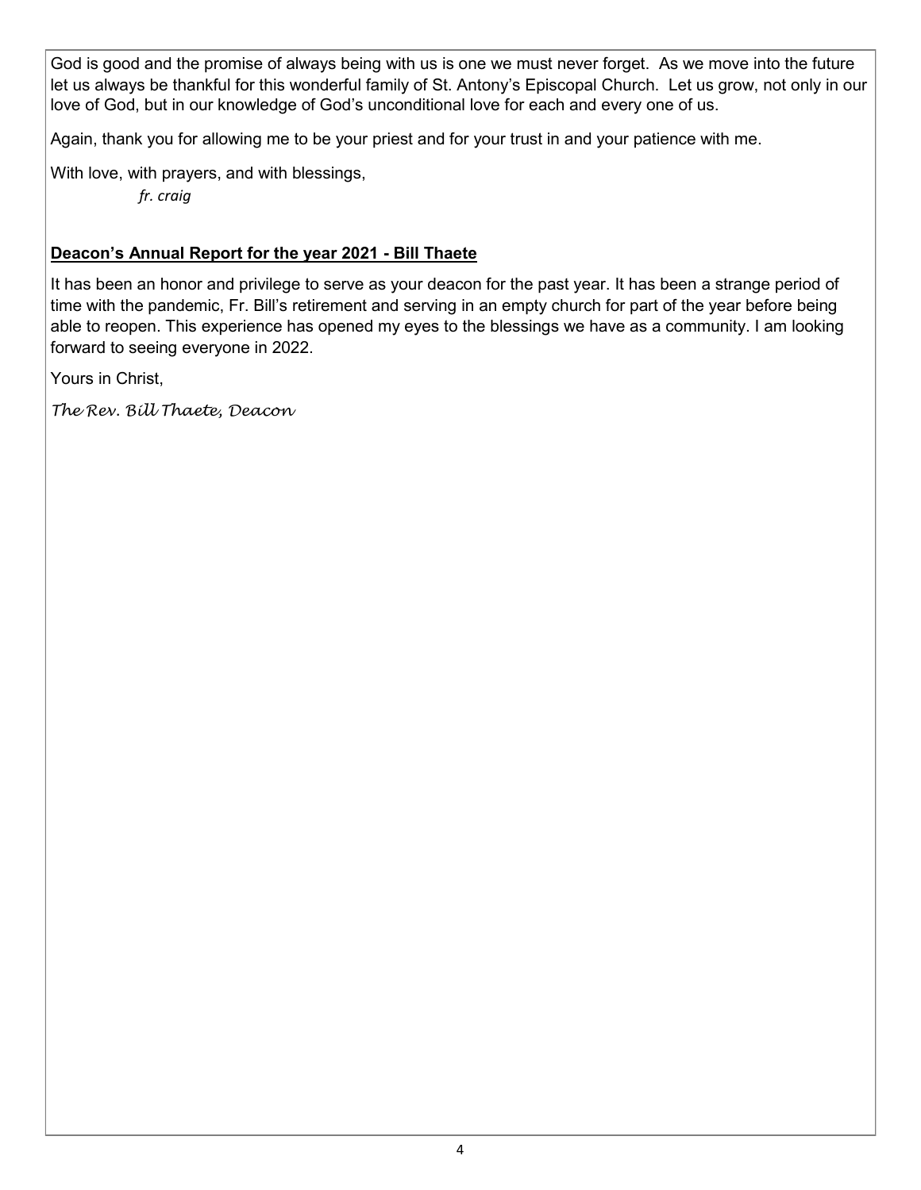God is good and the promise of always being with us is one we must never forget. As we move into the future let us always be thankful for this wonderful family of St. Antony's Episcopal Church. Let us grow, not only in our love of God, but in our knowledge of God's unconditional love for each and every one of us.

Again, thank you for allowing me to be your priest and for your trust in and your patience with me.

With love, with prayers, and with blessings,

*fr. craig*

**Deacon's Annual Report for the year 2021 - Bill Thaete**

It has been an honor and privilege to serve as your deacon for the past year. It has been a strange period of time with the pandemic, Fr. Bill's retirement and serving in an empty church for part of the year before being able to reopen. This experience has opened my eyes to the blessings we have as a community. I am looking forward to seeing everyone in 2022.

Yours in Christ,

*The Rev. Bill Thaete, Deacon*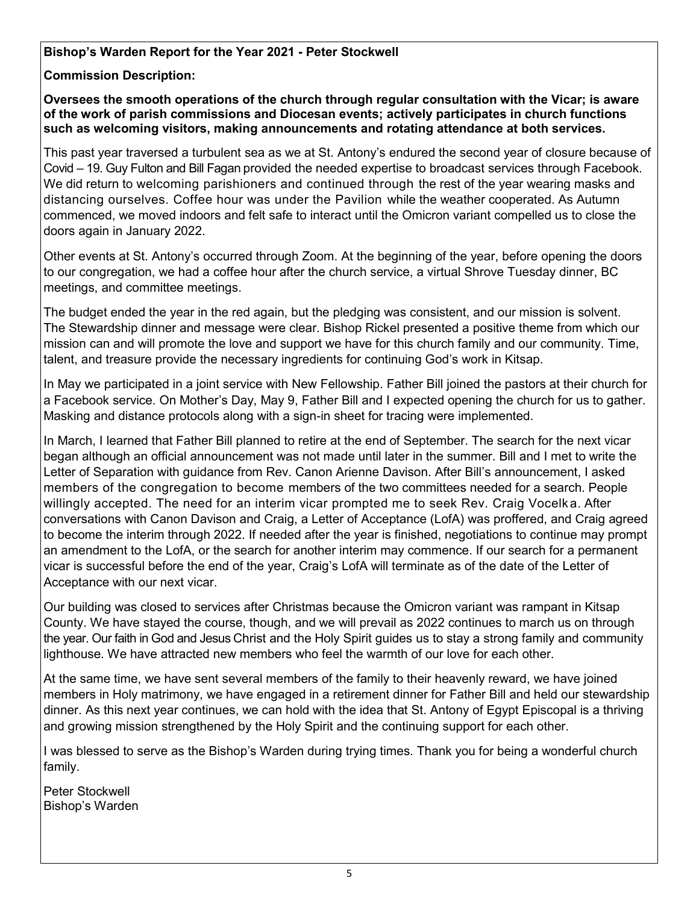**Bishop's Warden Report for the Year 2021 - Peter Stockwell**

**Commission Description:**

**Oversees the smooth operations of the church through regular consultation with the Vicar; is aware of the work of parish commissions and Diocesan events; actively participates in church functions such as welcoming visitors, making announcements and rotating attendance at both services.**

This past year traversed a turbulent sea as we at St. Antony's endured the second year of closure because of Covid – 19. Guy Fulton and Bill Fagan provided the needed expertise to broadcast services through Facebook. We did return to welcoming parishioners and continued through the rest of the year wearing masks and distancing ourselves. Coffee hour was under the Pavilion while the weather cooperated. As Autumn commenced, we moved indoors and felt safe to interact until the Omicron variant compelled us to close the doors again in January 2022.

Other events at St. Antony's occurred through Zoom. At the beginning of the year, before opening the doors to our congregation, we had a coffee hour after the church service, a virtual Shrove Tuesday dinner, BC meetings, and committee meetings.

The budget ended the year in the red again, but the pledging was consistent, and our mission is solvent. The Stewardship dinner and message were clear. Bishop Rickel presented a positive theme from which our mission can and will promote the love and support we have for this church family and our community. Time, talent, and treasure provide the necessary ingredients for continuing God's work in Kitsap.

In May we participated in a joint service with New Fellowship. Father Bill joined the pastors at their church for a Facebook service. On Mother's Day, May 9, Father Bill and I expected opening the church for us to gather. Masking and distance protocols along with a sign-in sheet for tracing were implemented.

In March, I learned that Father Bill planned to retire at the end of September. The search for the next vicar began although an official announcement was not made until later in the summer. Bill and I met to write the Letter of Separation with guidance from Rev. Canon Arienne Davison. After Bill's announcement, I asked members of the congregation to become members of the two committees needed for a search. People willingly accepted. The need for an interim vicar prompted me to seek Rev. Craig Vocelka. After conversations with Canon Davison and Craig, a Letter of Acceptance (LofA) was proffered, and Craig agreed to become the interim through 2022. If needed after the year is finished, negotiations to continue may prompt an amendment to the LofA, or the search for another interim may commence. If our search for a permanent vicar is successful before the end of the year, Craig's LofA will terminate as of the date of the Letter of Acceptance with our next vicar.

Our building was closed to services after Christmas because the Omicron variant was rampant in Kitsap County. We have stayed the course, though, and we will prevail as 2022 continues to march us on through the year. Our faith in God and Jesus Christ and the Holy Spirit guides us to stay a strong family and community lighthouse. We have attracted new members who feel the warmth of our love for each other.

At the same time, we have sent several members of the family to their heavenly reward, we have joined members in Holy matrimony, we have engaged in a retirement dinner for Father Bill and held our stewardship dinner. As this next year continues, we can hold with the idea that St. Antony of Egypt Episcopal is a thriving and growing mission strengthened by the Holy Spirit and the continuing support for each other.

I was blessed to serve as the Bishop's Warden during trying times. Thank you for being a wonderful church family.

Peter Stockwell
Bishop's Warden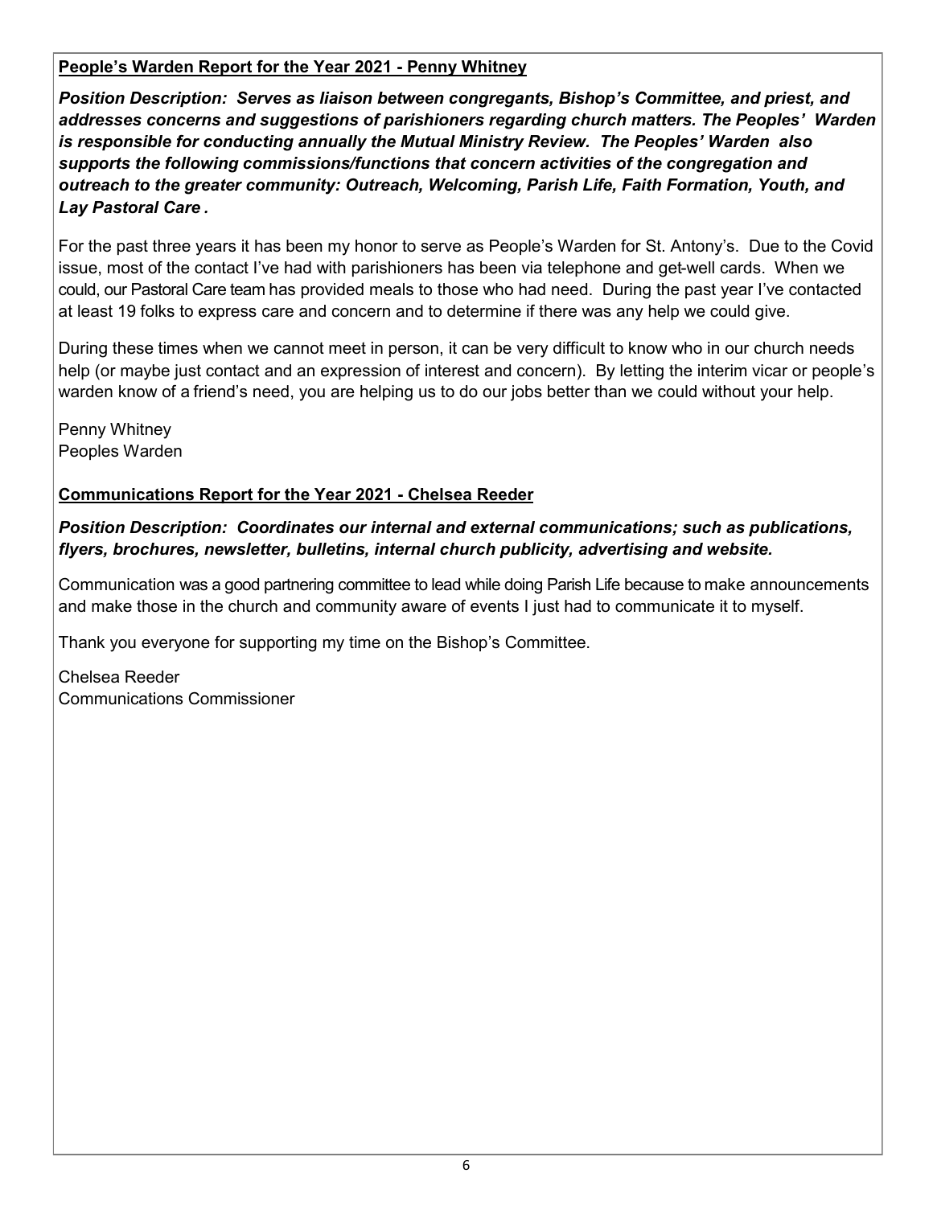**People's Warden Report for the Year 2021 - Penny Whitney**

***Position Description: Serves as liaison between congregants, Bishop's Committee, and priest, and addresses concerns and suggestions of parishioners regarding church matters. The Peoples' Warden is responsible for conducting annually the Mutual Ministry Review. The Peoples' Warden also supports the following commissions/functions that concern activities of the congregation and outreach to the greater community: Outreach, Welcoming, Parish Life, Faith Formation, Youth, and Lay Pastoral Care .***

For the past three years it has been my honor to serve as People's Warden for St. Antony's. Due to the Covid issue, most of the contact I've had with parishioners has been via telephone and get-well cards. When we could, our Pastoral Care team has provided meals to those who had need. During the past year I've contacted at least 19 folks to express care and concern and to determine if there was any help we could give.

During these times when we cannot meet in person, it can be very difficult to know who in our church needs help (or maybe just contact and an expression of interest and concern). By letting the interim vicar or people's warden know of a friend's need, you are helping us to do our jobs better than we could without your help.

Penny Whitney
Peoples Warden

**Communications Report for the Year 2021 - Chelsea Reeder**

***Position Description: Coordinates our internal and external communications; such as publications, flyers, brochures, newsletter, bulletins, internal church publicity, advertising and website.***

Communication was a good partnering committee to lead while doing Parish Life because to make announcements and make those in the church and community aware of events I just had to communicate it to myself.

Thank you everyone for supporting my time on the Bishop's Committee.

Chelsea Reeder
Communications Commissioner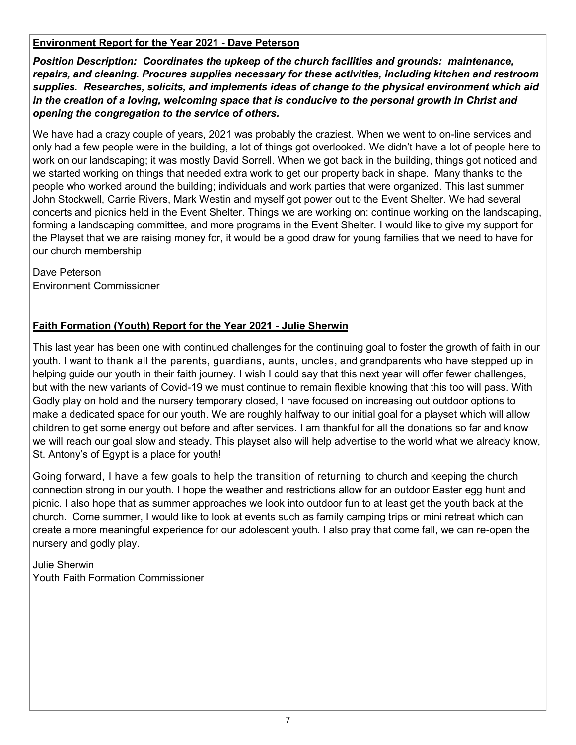**Environment Report for the Year 2021 - Dave Peterson**

***Position Description: Coordinates the upkeep of the church facilities and grounds: maintenance, repairs, and cleaning. Procures supplies necessary for these activities, including kitchen and restroom supplies. Researches, solicits, and implements ideas of change to the physical environment which aid in the creation of a loving, welcoming space that is conducive to the personal growth in Christ and opening the congregation to the service of others.***

We have had a crazy couple of years, 2021 was probably the craziest. When we went to on-line services and only had a few people were in the building, a lot of things got overlooked. We didn't have a lot of people here to work on our landscaping; it was mostly David Sorrell. When we got back in the building, things got noticed and we started working on things that needed extra work to get our property back in shape. Many thanks to the people who worked around the building; individuals and work parties that were organized. This last summer John Stockwell, Carrie Rivers, Mark Westin and myself got power out to the Event Shelter. We had several concerts and picnics held in the Event Shelter. Things we are working on: continue working on the landscaping, forming a landscaping committee, and more programs in the Event Shelter. I would like to give my support for the Playset that we are raising money for, it would be a good draw for young families that we need to have for our church membership

Dave Peterson
Environment Commissioner

**Faith Formation (Youth) Report for the Year 2021 - Julie Sherwin**

This last year has been one with continued challenges for the continuing goal to foster the growth of faith in our youth. I want to thank all the parents, guardians, aunts, uncles, and grandparents who have stepped up in helping guide our youth in their faith journey. I wish I could say that this next year will offer fewer challenges, but with the new variants of Covid-19 we must continue to remain flexible knowing that this too will pass. With Godly play on hold and the nursery temporary closed, I have focused on increasing out outdoor options to make a dedicated space for our youth. We are roughly halfway to our initial goal for a playset which will allow children to get some energy out before and after services. I am thankful for all the donations so far and know we will reach our goal slow and steady. This playset also will help advertise to the world what we already know, St. Antony's of Egypt is a place for youth!

Going forward, I have a few goals to help the transition of returning to church and keeping the church connection strong in our youth. I hope the weather and restrictions allow for an outdoor Easter egg hunt and picnic. I also hope that as summer approaches we look into outdoor fun to at least get the youth back at the church. Come summer, I would like to look at events such as family camping trips or mini retreat which can create a more meaningful experience for our adolescent youth. I also pray that come fall, we can re-open the nursery and godly play.

Julie Sherwin
Youth Faith Formation Commissioner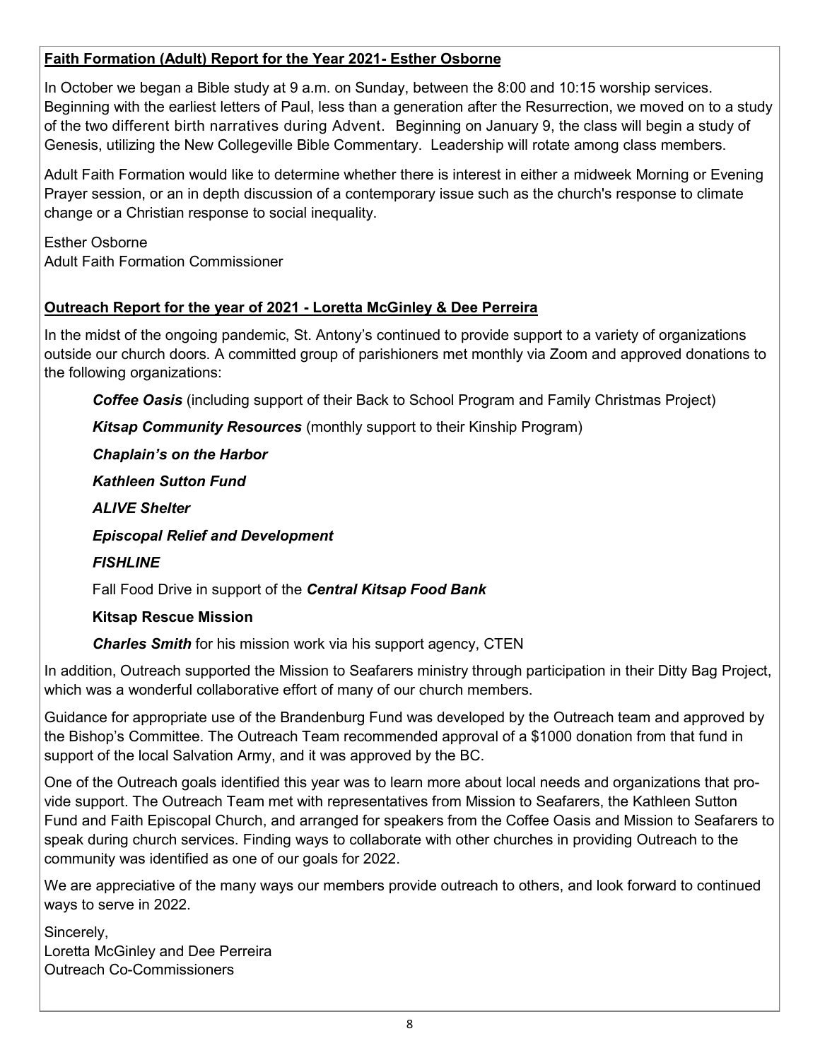**Faith Formation (Adult) Report for the Year 2021- Esther Osborne**

In October we began a Bible study at 9 a.m. on Sunday, between the 8:00 and 10:15 worship services. Beginning with the earliest letters of Paul, less than a generation after the Resurrection, we moved on to a study of the two different birth narratives during Advent. Beginning on January 9, the class will begin a study of Genesis, utilizing the New Collegeville Bible Commentary. Leadership will rotate among class members.

Adult Faith Formation would like to determine whether there is interest in either a midweek Morning or Evening Prayer session, or an in depth discussion of a contemporary issue such as the church's response to climate change or a Christian response to social inequality.

Esther Osborne
Adult Faith Formation Commissioner

**Outreach Report for the year of 2021 - Loretta McGinley & Dee Perreira**

In the midst of the ongoing pandemic, St. Antony's continued to provide support to a variety of organizations outside our church doors. A committed group of parishioners met monthly via Zoom and approved donations to the following organizations:

***Coffee Oasis*** (including support of their Back to School Program and Family Christmas Project)

***Kitsap Community Resources*** (monthly support to their Kinship Program)

***Chaplain's on the Harbor***

***Kathleen Sutton Fund***

***ALIVE Shelter***

***Episcopal Relief and Development***

***FISHLINE***

Fall Food Drive in support of the ***Central Kitsap Food Bank***

**Kitsap Rescue Mission**

***Charles Smith*** for his mission work via his support agency, CTEN

In addition, Outreach supported the Mission to Seafarers ministry through participation in their Ditty Bag Project, which was a wonderful collaborative effort of many of our church members.

Guidance for appropriate use of the Brandenburg Fund was developed by the Outreach team and approved by the Bishop's Committee. The Outreach Team recommended approval of a $1000 donation from that fund in support of the local Salvation Army, and it was approved by the BC.

One of the Outreach goals identified this year was to learn more about local needs and organizations that provide support. The Outreach Team met with representatives from Mission to Seafarers, the Kathleen Sutton Fund and Faith Episcopal Church, and arranged for speakers from the Coffee Oasis and Mission to Seafarers to speak during church services. Finding ways to collaborate with other churches in providing Outreach to the community was identified as one of our goals for 2022.

We are appreciative of the many ways our members provide outreach to others, and look forward to continued ways to serve in 2022.

Sincerely,
Loretta McGinley and Dee Perreira
Outreach Co-Commissioners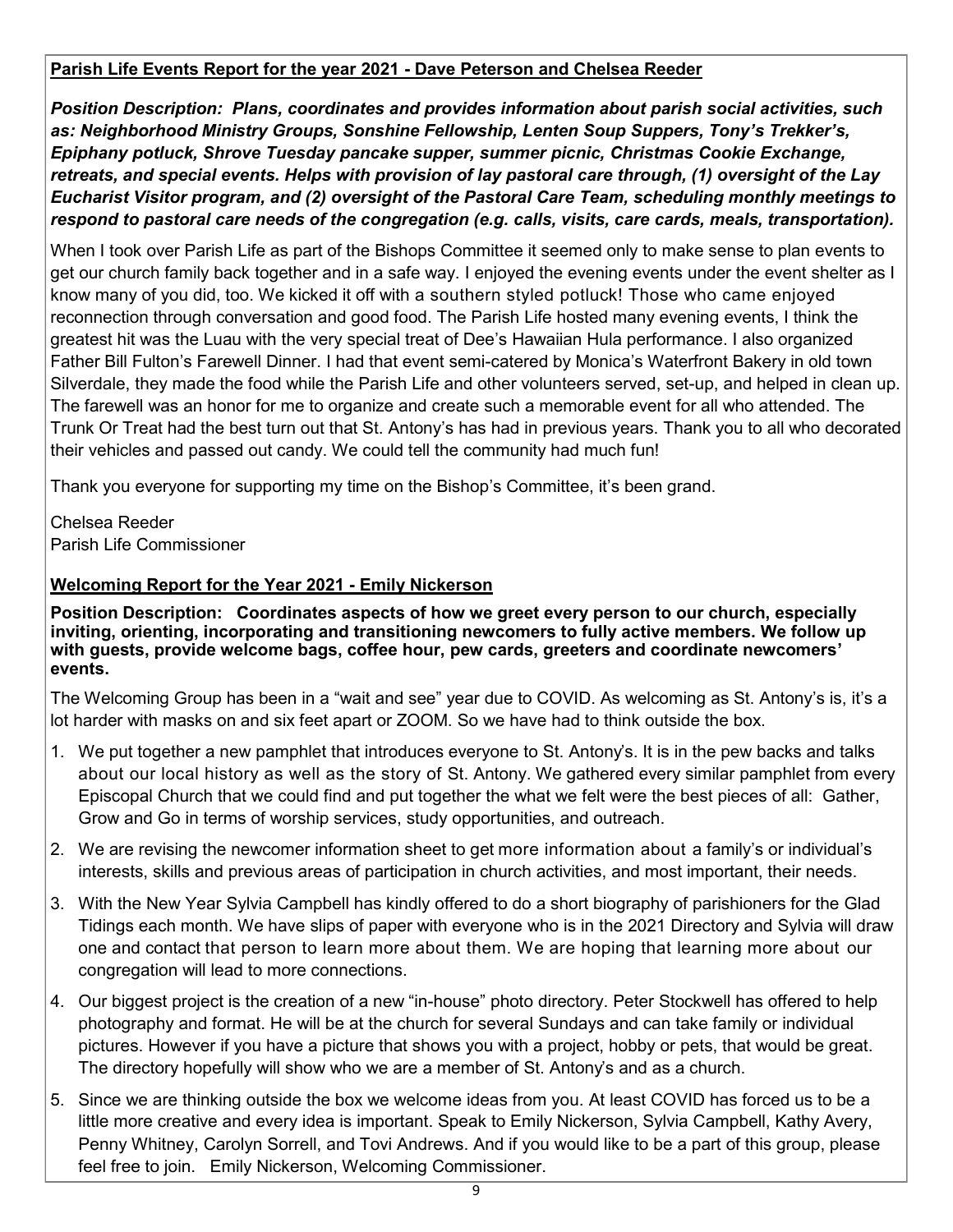**Parish Life Events Report for the year 2021 - Dave Peterson and Chelsea Reeder**

***Position Description: Plans, coordinates and provides information about parish social activities, such as: Neighborhood Ministry Groups, Sonshine Fellowship, Lenten Soup Suppers, Tony's Trekker's, Epiphany potluck, Shrove Tuesday pancake supper, summer picnic, Christmas Cookie Exchange, retreats, and special events. Helps with provision of lay pastoral care through, (1) oversight of the Lay Eucharist Visitor program, and (2) oversight of the Pastoral Care Team, scheduling monthly meetings to respond to pastoral care needs of the congregation (e.g. calls, visits, care cards, meals, transportation).***

When I took over Parish Life as part of the Bishops Committee it seemed only to make sense to plan events to get our church family back together and in a safe way. I enjoyed the evening events under the event shelter as I know many of you did, too. We kicked it off with a southern styled potluck! Those who came enjoyed reconnection through conversation and good food. The Parish Life hosted many evening events, I think the greatest hit was the Luau with the very special treat of Dee's Hawaiian Hula performance. I also organized Father Bill Fulton's Farewell Dinner. I had that event semi-catered by Monica's Waterfront Bakery in old town Silverdale, they made the food while the Parish Life and other volunteers served, set-up, and helped in clean up. The farewell was an honor for me to organize and create such a memorable event for all who attended. The Trunk Or Treat had the best turn out that St. Antony's has had in previous years. Thank you to all who decorated their vehicles and passed out candy. We could tell the community had much fun!

Thank you everyone for supporting my time on the Bishop's Committee, it's been grand.

Chelsea Reeder
Parish Life Commissioner

**Welcoming Report for the Year 2021 - Emily Nickerson**

**Position Description: Coordinates aspects of how we greet every person to our church, especially inviting, orienting, incorporating and transitioning newcomers to fully active members. We follow up with guests, provide welcome bags, coffee hour, pew cards, greeters and coordinate newcomers' events.**

The Welcoming Group has been in a "wait and see" year due to COVID. As welcoming as St. Antony's is, it's a lot harder with masks on and six feet apart or ZOOM. So we have had to think outside the box.

1. We put together a new pamphlet that introduces everyone to St. Antony's. It is in the pew backs and talks about our local history as well as the story of St. Antony. We gathered every similar pamphlet from every Episcopal Church that we could find and put together the what we felt were the best pieces of all: Gather, Grow and Go in terms of worship services, study opportunities, and outreach.
2. We are revising the newcomer information sheet to get more information about a family's or individual's interests, skills and previous areas of participation in church activities, and most important, their needs.
3. With the New Year Sylvia Campbell has kindly offered to do a short biography of parishioners for the Glad Tidings each month. We have slips of paper with everyone who is in the 2021 Directory and Sylvia will draw one and contact that person to learn more about them. We are hoping that learning more about our congregation will lead to more connections.
4. Our biggest project is the creation of a new "in-house" photo directory. Peter Stockwell has offered to help photography and format. He will be at the church for several Sundays and can take family or individual pictures. However if you have a picture that shows you with a project, hobby or pets, that would be great. The directory hopefully will show who we are a member of St. Antony's and as a church.
5. Since we are thinking outside the box we welcome ideas from you. At least COVID has forced us to be a little more creative and every idea is important. Speak to Emily Nickerson, Sylvia Campbell, Kathy Avery, Penny Whitney, Carolyn Sorrell, and Tovi Andrews. And if you would like to be a part of this group, please feel free to join. Emily Nickerson, Welcoming Commissioner.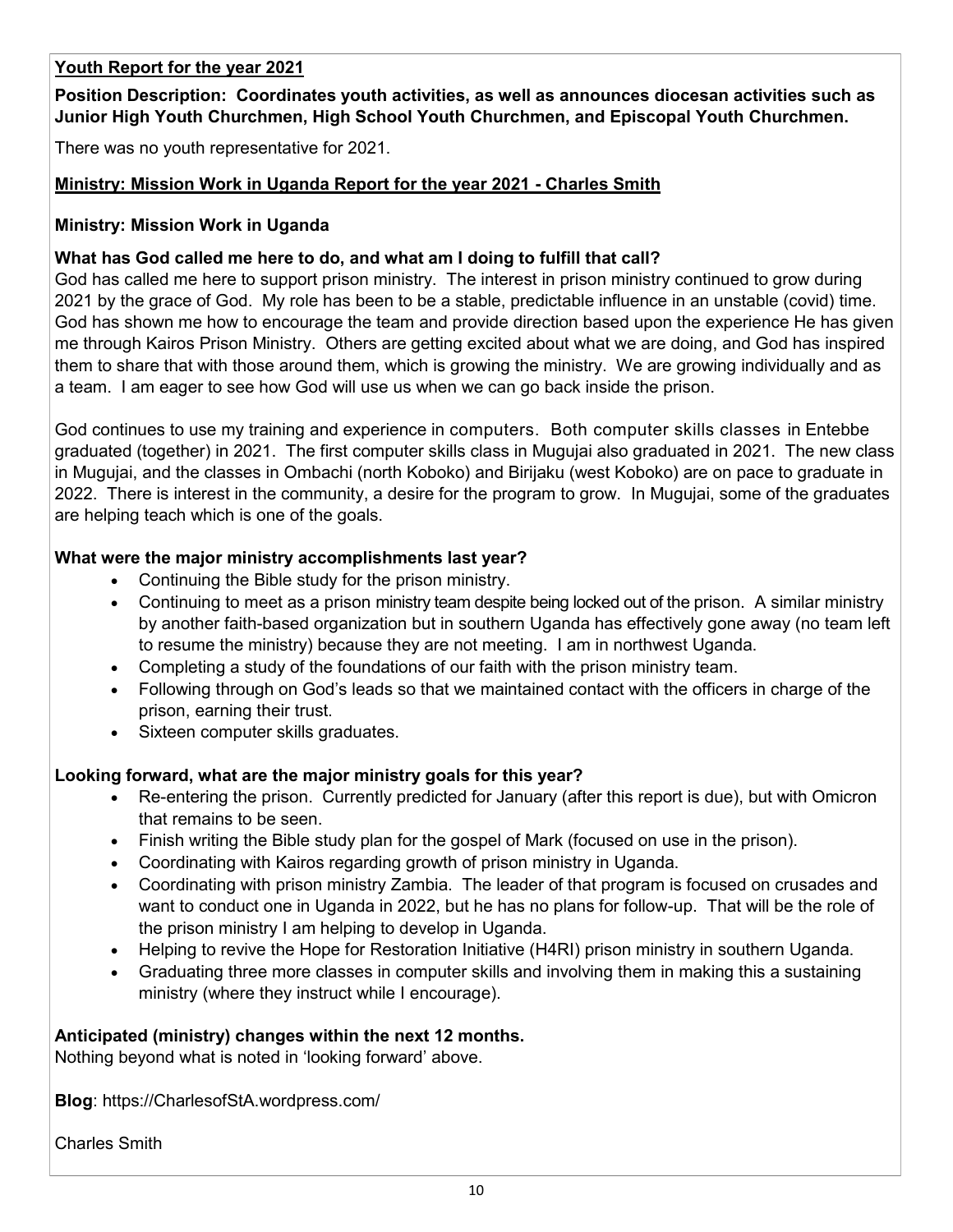**Youth Report for the year 2021**

**Position Description: Coordinates youth activities, as well as announces diocesan activities such as Junior High Youth Churchmen, High School Youth Churchmen, and Episcopal Youth Churchmen.**

There was no youth representative for 2021.

**Ministry: Mission Work in Uganda Report for the year 2021 - Charles Smith**

**Ministry: Mission Work in Uganda**

**What has God called me here to do, and what am I doing to fulfill that call?**

God has called me here to support prison ministry. The interest in prison ministry continued to grow during 2021 by the grace of God. My role has been to be a stable, predictable influence in an unstable (covid) time. God has shown me how to encourage the team and provide direction based upon the experience He has given me through Kairos Prison Ministry. Others are getting excited about what we are doing, and God has inspired them to share that with those around them, which is growing the ministry. We are growing individually and as a team. I am eager to see how God will use us when we can go back inside the prison.

God continues to use my training and experience in computers. Both computer skills classes in Entebbe graduated (together) in 2021. The first computer skills class in Mugujai also graduated in 2021. The new class in Mugujai, and the classes in Ombachi (north Koboko) and Birijaku (west Koboko) are on pace to graduate in 2022. There is interest in the community, a desire for the program to grow. In Mugujai, some of the graduates are helping teach which is one of the goals.

**What were the major ministry accomplishments last year?**

- Continuing the Bible study for the prison ministry.
- Continuing to meet as a prison ministry team despite being locked out of the prison. A similar ministry by another faith-based organization but in southern Uganda has effectively gone away (no team left to resume the ministry) because they are not meeting. I am in northwest Uganda.
- Completing a study of the foundations of our faith with the prison ministry team.
- Following through on God's leads so that we maintained contact with the officers in charge of the prison, earning their trust.
- Sixteen computer skills graduates.

**Looking forward, what are the major ministry goals for this year?**

- Re-entering the prison. Currently predicted for January (after this report is due), but with Omicron that remains to be seen.
- Finish writing the Bible study plan for the gospel of Mark (focused on use in the prison).
- Coordinating with Kairos regarding growth of prison ministry in Uganda.
- Coordinating with prison ministry Zambia. The leader of that program is focused on crusades and want to conduct one in Uganda in 2022, but he has no plans for follow-up. That will be the role of the prison ministry I am helping to develop in Uganda.
- Helping to revive the Hope for Restoration Initiative (H4RI) prison ministry in southern Uganda.
- Graduating three more classes in computer skills and involving them in making this a sustaining ministry (where they instruct while I encourage).

**Anticipated (ministry) changes within the next 12 months.**

Nothing beyond what is noted in 'looking forward' above.

**Blog**: https://CharlesofStA.wordpress.com/

Charles Smith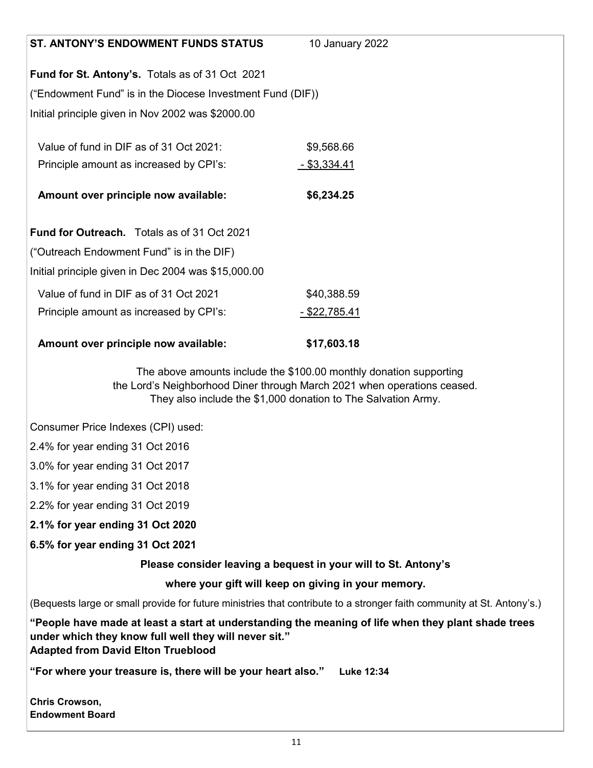**ST. ANTONY'S ENDOWMENT FUNDS STATUS** 10 January 2022

**Fund for St. Antony's.** Totals as of 31 Oct 2021

("Endowment Fund" is in the Diocese Investment Fund (DIF))

Initial principle given in Nov 2002 was $2000.00

| | |
|---|---|
| Value of fund in DIF as of 31 Oct 2021: | $9,568.66 |
| Principle amount as increased by CPI's: | - $3,334.41 |
| **Amount over principle now available:** | **$6,234.25** |

**Fund for Outreach.** Totals as of 31 Oct 2021

("Outreach Endowment Fund" is in the DIF)

Initial principle given in Dec 2004 was $15,000.00

| | |
|---|---|
| Value of fund in DIF as of 31 Oct 2021 | $40,388.59 |
| Principle amount as increased by CPI's: | - $22,785.41 |
| **Amount over principle now available:** | **$17,603.18** |

The above amounts include the $100.00 monthly donation supporting the Lord's Neighborhood Diner through March 2021 when operations ceased. They also include the $1,000 donation to The Salvation Army.

Consumer Price Indexes (CPI) used:

2.4% for year ending 31 Oct 2016

3.0% for year ending 31 Oct 2017

3.1% for year ending 31 Oct 2018

2.2% for year ending 31 Oct 2019

**2.1% for year ending 31 Oct 2020**

**6.5% for year ending 31 Oct 2021**

**Please consider leaving a bequest in your will to St. Antony's**

**where your gift will keep on giving in your memory.**

(Bequests large or small provide for future ministries that contribute to a stronger faith community at St. Antony's.)

**"People have made at least a start at understanding the meaning of life when they plant shade trees under which they know full well they will never sit."**
**Adapted from David Elton Trueblood**

**"For where your treasure is, there will be your heart also."** **Luke 12:34**

**Chris Crowson,**
**Endowment Board**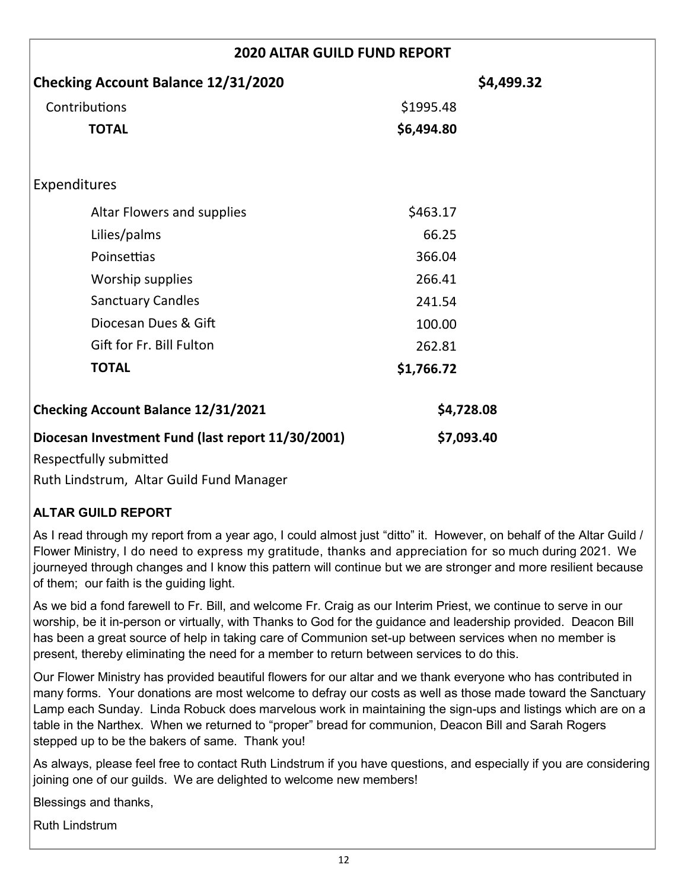## 2020 ALTAR GUILD FUND REPORT

| | | |
|---|---|---|
| **Checking Account Balance 12/31/2020** | | **$4,499.32** |
| Contributions | $1995.48 | |
| **TOTAL** | **$6,494.80** | |
| | | |
| Expenditures | | |
| Altar Flowers and supplies | $463.17 | |
| Lilies/palms | 66.25 | |
| Poinsettias | 366.04 | |
| Worship supplies | 266.41 | |
| Sanctuary Candles | 241.54 | |
| Diocesan Dues & Gift | 100.00 | |
| Gift for Fr. Bill Fulton | 262.81 | |
| **TOTAL** | **$1,766.72** | |
| | | |
| **Checking Account Balance 12/31/2021** | | **$4,728.08** |
| **Diocesan Investment Fund (last report 11/30/2001)** | | **$7,093.40** |

Respectfully submitted

Ruth Lindstrum, Altar Guild Fund Manager

### ALTAR GUILD REPORT

As I read through my report from a year ago, I could almost just "ditto" it. However, on behalf of the Altar Guild / Flower Ministry, I do need to express my gratitude, thanks and appreciation for so much during 2021. We journeyed through changes and I know this pattern will continue but we are stronger and more resilient because of them; our faith is the guiding light.

As we bid a fond farewell to Fr. Bill, and welcome Fr. Craig as our Interim Priest, we continue to serve in our worship, be it in-person or virtually, with Thanks to God for the guidance and leadership provided. Deacon Bill has been a great source of help in taking care of Communion set-up between services when no member is present, thereby eliminating the need for a member to return between services to do this.

Our Flower Ministry has provided beautiful flowers for our altar and we thank everyone who has contributed in many forms. Your donations are most welcome to defray our costs as well as those made toward the Sanctuary Lamp each Sunday. Linda Robuck does marvelous work in maintaining the sign-ups and listings which are on a table in the Narthex. When we returned to "proper" bread for communion, Deacon Bill and Sarah Rogers stepped up to be the bakers of same. Thank you!

As always, please feel free to contact Ruth Lindstrum if you have questions, and especially if you are considering joining one of our guilds. We are delighted to welcome new members!

Blessings and thanks,

Ruth Lindstrum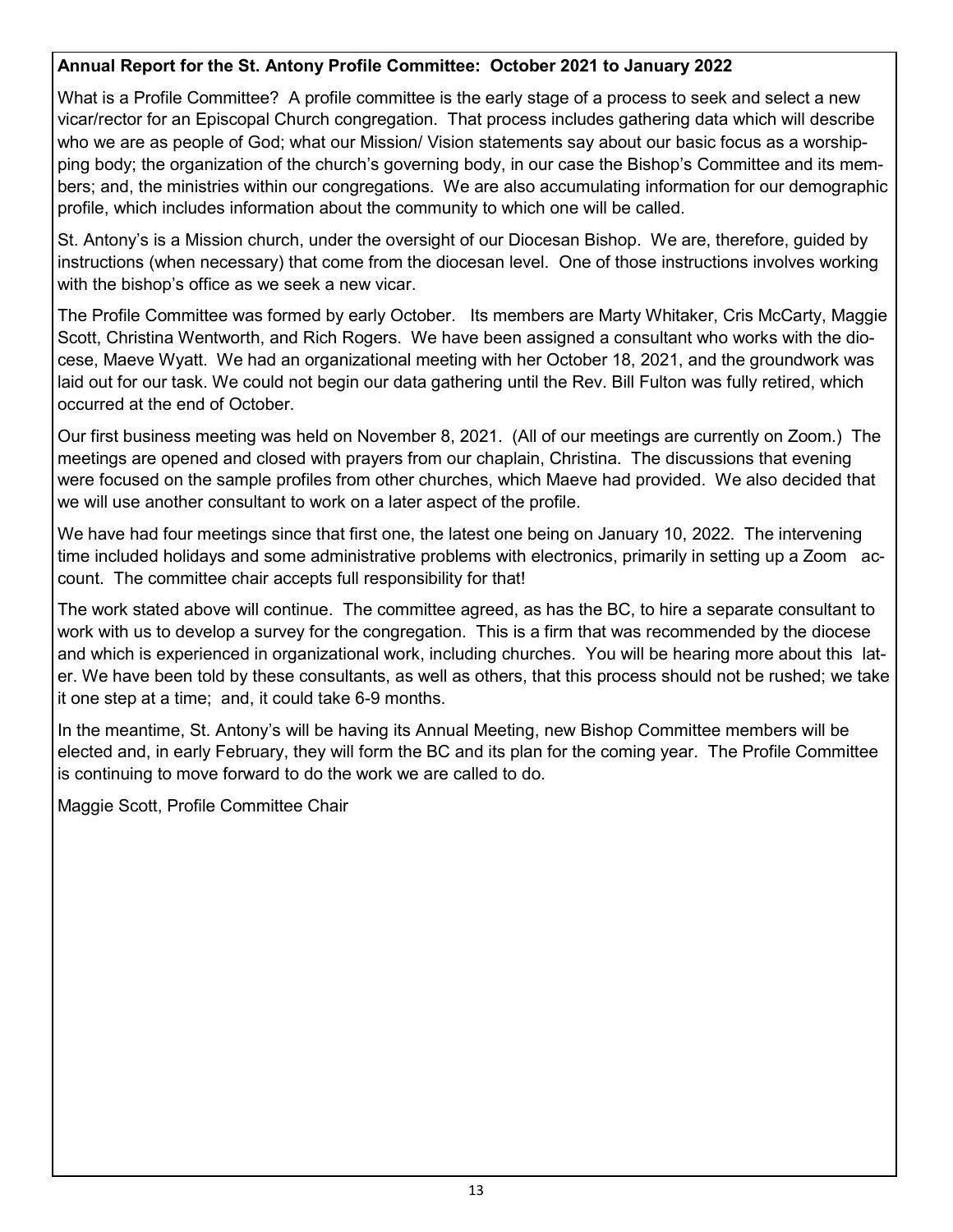**Annual Report for the St. Antony Profile Committee: October 2021 to January 2022**

What is a Profile Committee? A profile committee is the early stage of a process to seek and select a new vicar/rector for an Episcopal Church congregation. That process includes gathering data which will describe who we are as people of God; what our Mission/ Vision statements say about our basic focus as a worshipping body; the organization of the church's governing body, in our case the Bishop's Committee and its members; and, the ministries within our congregations. We are also accumulating information for our demographic profile, which includes information about the community to which one will be called.

St. Antony's is a Mission church, under the oversight of our Diocesan Bishop. We are, therefore, guided by instructions (when necessary) that come from the diocesan level. One of those instructions involves working with the bishop's office as we seek a new vicar.

The Profile Committee was formed by early October. Its members are Marty Whitaker, Cris McCarty, Maggie Scott, Christina Wentworth, and Rich Rogers. We have been assigned a consultant who works with the diocese, Maeve Wyatt. We had an organizational meeting with her October 18, 2021, and the groundwork was laid out for our task. We could not begin our data gathering until the Rev. Bill Fulton was fully retired, which occurred at the end of October.

Our first business meeting was held on November 8, 2021. (All of our meetings are currently on Zoom.) The meetings are opened and closed with prayers from our chaplain, Christina. The discussions that evening were focused on the sample profiles from other churches, which Maeve had provided. We also decided that we will use another consultant to work on a later aspect of the profile.

We have had four meetings since that first one, the latest one being on January 10, 2022. The intervening time included holidays and some administrative problems with electronics, primarily in setting up a Zoom account. The committee chair accepts full responsibility for that!

The work stated above will continue. The committee agreed, as has the BC, to hire a separate consultant to work with us to develop a survey for the congregation. This is a firm that was recommended by the diocese and which is experienced in organizational work, including churches. You will be hearing more about this later. We have been told by these consultants, as well as others, that this process should not be rushed; we take it one step at a time; and, it could take 6-9 months.

In the meantime, St. Antony's will be having its Annual Meeting, new Bishop Committee members will be elected and, in early February, they will form the BC and its plan for the coming year. The Profile Committee is continuing to move forward to do the work we are called to do.

Maggie Scott, Profile Committee Chair